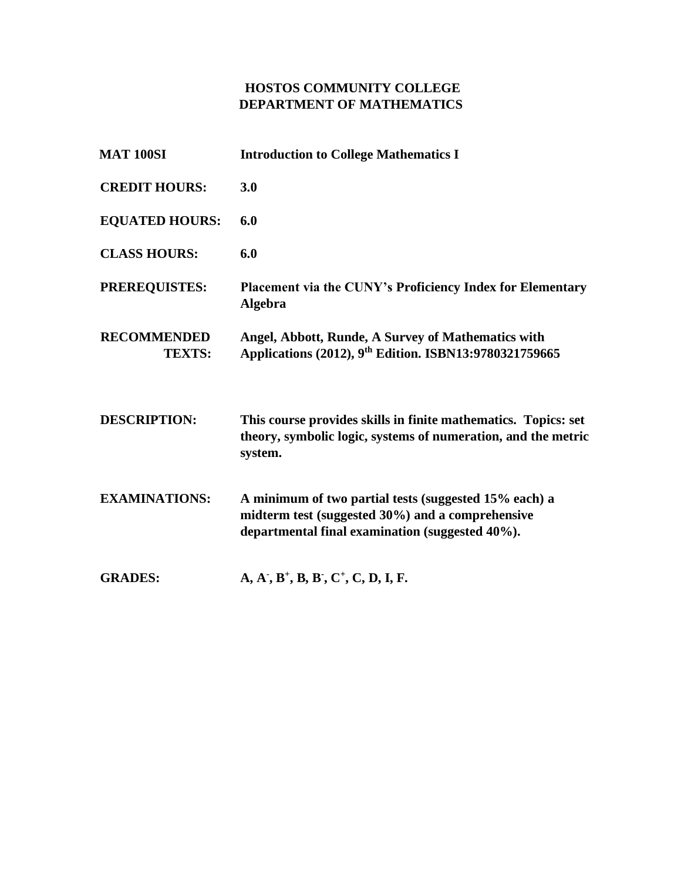# HOSTOS COMMUNITY COLLEGE
# DEPARTMENT OF MATHEMATICS

| | |
|---|---|
| **MAT 100SI** | **Introduction to College Mathematics I** |
| **CREDIT HOURS:** | **3.0** |
| **EQUATED HOURS:** | **6.0** |
| **CLASS HOURS:** | **6.0** |
| **PREREQUISTES:** | **Placement via the CUNY's Proficiency Index for Elementary Algebra** |
| **RECOMMENDED TEXTS:** | **Angel, Abbott, Runde, A Survey of Mathematics with Applications (2012), 9th Edition. ISBN13:9780321759665** |
| **DESCRIPTION:** | **This course provides skills in finite mathematics. Topics: set theory, symbolic logic, systems of numeration, and the metric system.** |
| **EXAMINATIONS:** | **A minimum of two partial tests (suggested 15% each) a midterm test (suggested 30%) and a comprehensive departmental final examination (suggested 40%).** |
| **GRADES:** | **A, A-, B+, B, B-, C+, C, D, I, F.** |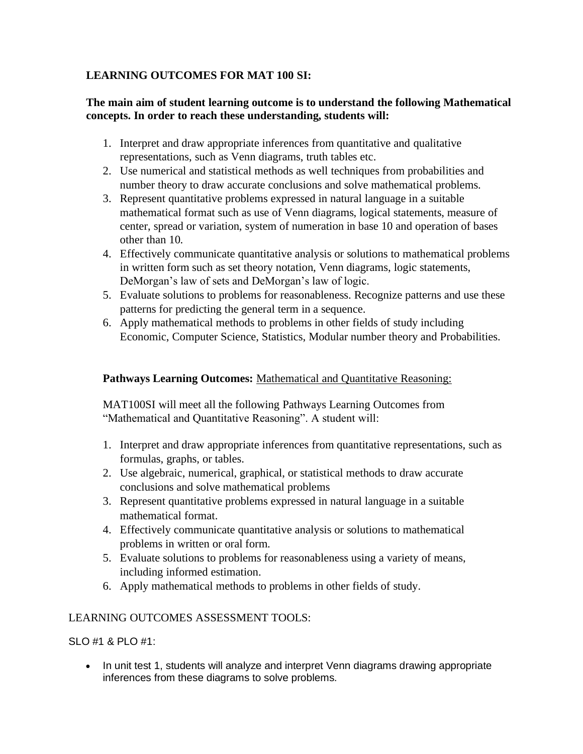**LEARNING OUTCOMES FOR MAT 100 SI:**

**The main aim of student learning outcome is to understand the following Mathematical concepts. In order to reach these understanding, students will:**

1. Interpret and draw appropriate inferences from quantitative and qualitative representations, such as Venn diagrams, truth tables etc.
2. Use numerical and statistical methods as well techniques from probabilities and number theory to draw accurate conclusions and solve mathematical problems.
3. Represent quantitative problems expressed in natural language in a suitable mathematical format such as use of Venn diagrams, logical statements, measure of center, spread or variation, system of numeration in base 10 and operation of bases other than 10.
4. Effectively communicate quantitative analysis or solutions to mathematical problems in written form such as set theory notation, Venn diagrams, logic statements, DeMorgan's law of sets and DeMorgan's law of logic.
5. Evaluate solutions to problems for reasonableness. Recognize patterns and use these patterns for predicting the general term in a sequence.
6. Apply mathematical methods to problems in other fields of study including Economic, Computer Science, Statistics, Modular number theory and Probabilities.

**Pathways Learning Outcomes:** <u>Mathematical and Quantitative Reasoning:</u>

MAT100SI will meet all the following Pathways Learning Outcomes from "Mathematical and Quantitative Reasoning". A student will:

1. Interpret and draw appropriate inferences from quantitative representations, such as formulas, graphs, or tables.
2. Use algebraic, numerical, graphical, or statistical methods to draw accurate conclusions and solve mathematical problems
3. Represent quantitative problems expressed in natural language in a suitable mathematical format.
4. Effectively communicate quantitative analysis or solutions to mathematical problems in written or oral form.
5. Evaluate solutions to problems for reasonableness using a variety of means, including informed estimation.
6. Apply mathematical methods to problems in other fields of study.

LEARNING OUTCOMES ASSESSMENT TOOLS:

SLO #1 & PLO #1:

- In unit test 1, students will analyze and interpret Venn diagrams drawing appropriate inferences from these diagrams to solve problems.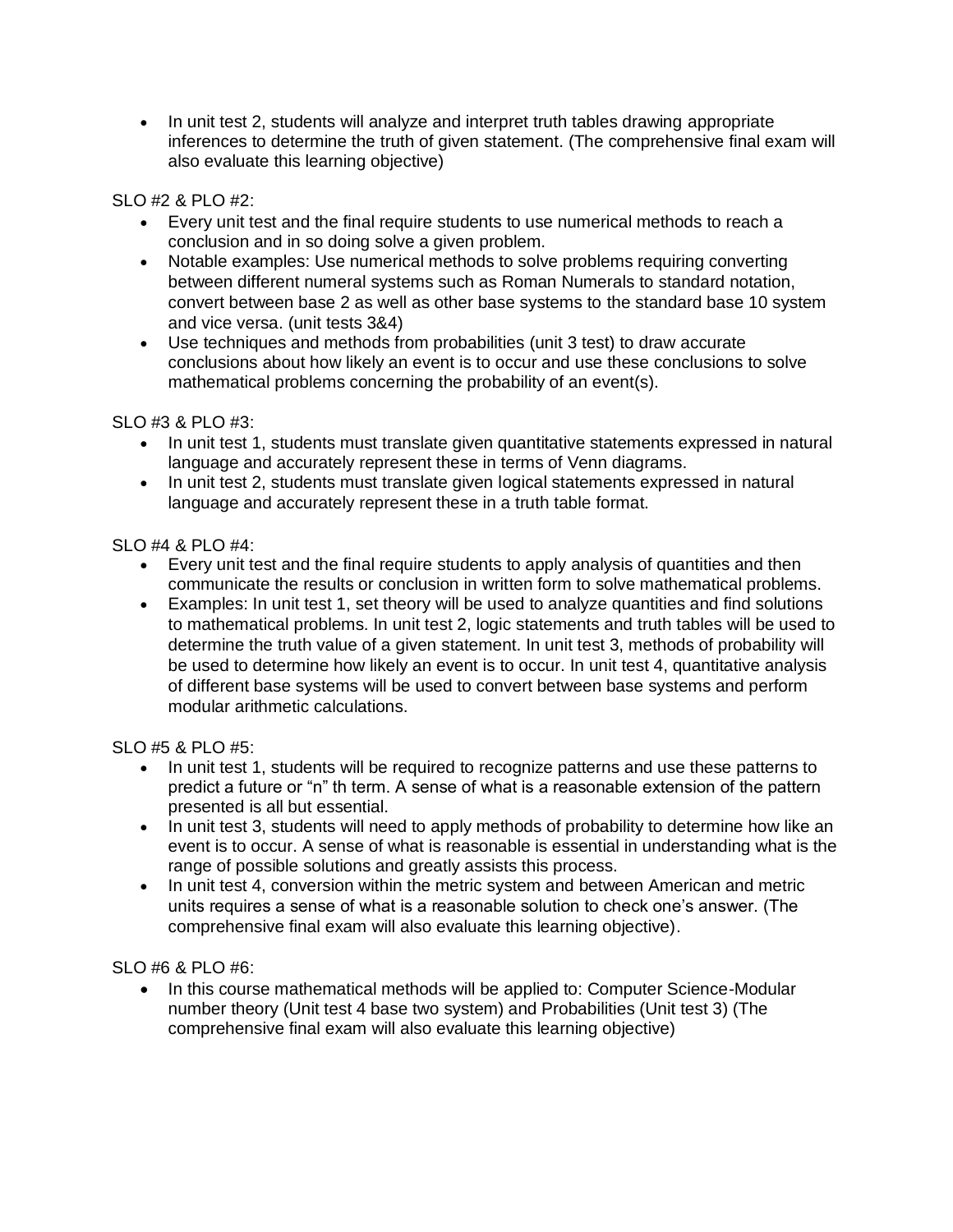- In unit test 2, students will analyze and interpret truth tables drawing appropriate inferences to determine the truth of given statement. (The comprehensive final exam will also evaluate this learning objective)

SLO #2 & PLO #2:

- Every unit test and the final require students to use numerical methods to reach a conclusion and in so doing solve a given problem.
- Notable examples: Use numerical methods to solve problems requiring converting between different numeral systems such as Roman Numerals to standard notation, convert between base 2 as well as other base systems to the standard base 10 system and vice versa. (unit tests 3&4)
- Use techniques and methods from probabilities (unit 3 test) to draw accurate conclusions about how likely an event is to occur and use these conclusions to solve mathematical problems concerning the probability of an event(s).

SLO #3 & PLO #3:

- In unit test 1, students must translate given quantitative statements expressed in natural language and accurately represent these in terms of Venn diagrams.
- In unit test 2, students must translate given logical statements expressed in natural language and accurately represent these in a truth table format.

SLO #4 & PLO #4:

- Every unit test and the final require students to apply analysis of quantities and then communicate the results or conclusion in written form to solve mathematical problems.
- Examples: In unit test 1, set theory will be used to analyze quantities and find solutions to mathematical problems. In unit test 2, logic statements and truth tables will be used to determine the truth value of a given statement. In unit test 3, methods of probability will be used to determine how likely an event is to occur. In unit test 4, quantitative analysis of different base systems will be used to convert between base systems and perform modular arithmetic calculations.

SLO #5 & PLO #5:

- In unit test 1, students will be required to recognize patterns and use these patterns to predict a future or "n" th term. A sense of what is a reasonable extension of the pattern presented is all but essential.
- In unit test 3, students will need to apply methods of probability to determine how like an event is to occur. A sense of what is reasonable is essential in understanding what is the range of possible solutions and greatly assists this process.
- In unit test 4, conversion within the metric system and between American and metric units requires a sense of what is a reasonable solution to check one's answer. (The comprehensive final exam will also evaluate this learning objective).

SLO #6 & PLO #6:

- In this course mathematical methods will be applied to: Computer Science-Modular number theory (Unit test 4 base two system) and Probabilities (Unit test 3) (The comprehensive final exam will also evaluate this learning objective)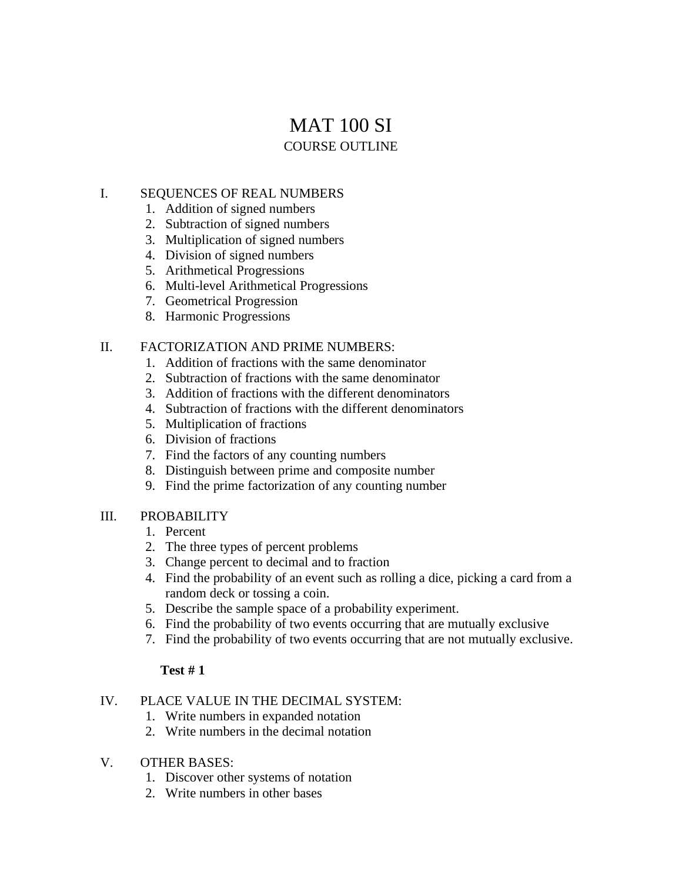# MAT 100 SI

## COURSE OUTLINE

I. SEQUENCES OF REAL NUMBERS

1. Addition of signed numbers
2. Subtraction of signed numbers
3. Multiplication of signed numbers
4. Division of signed numbers
5. Arithmetical Progressions
6. Multi-level Arithmetical Progressions
7. Geometrical Progression
8. Harmonic Progressions

II. FACTORIZATION AND PRIME NUMBERS:

1. Addition of fractions with the same denominator
2. Subtraction of fractions with the same denominator
3. Addition of fractions with the different denominators
4. Subtraction of fractions with the different denominators
5. Multiplication of fractions
6. Division of fractions
7. Find the factors of any counting numbers
8. Distinguish between prime and composite number
9. Find the prime factorization of any counting number

III. PROBABILITY

1. Percent
2. The three types of percent problems
3. Change percent to decimal and to fraction
4. Find the probability of an event such as rolling a dice, picking a card from a random deck or tossing a coin.
5. Describe the sample space of a probability experiment.
6. Find the probability of two events occurring that are mutually exclusive
7. Find the probability of two events occurring that are not mutually exclusive.

**Test # 1**

IV. PLACE VALUE IN THE DECIMAL SYSTEM:

1. Write numbers in expanded notation
2. Write numbers in the decimal notation

V. OTHER BASES:

1. Discover other systems of notation
2. Write numbers in other bases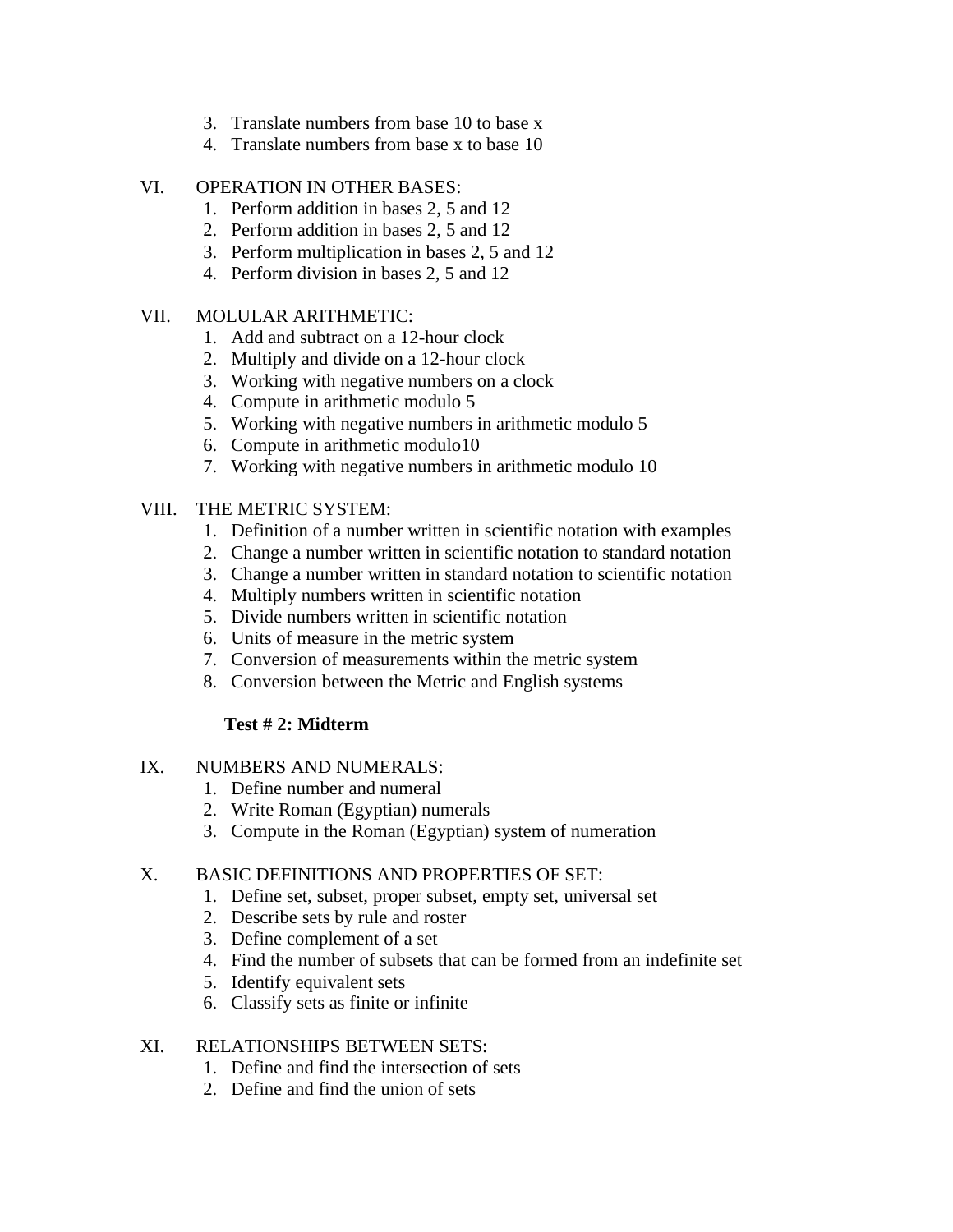3. Translate numbers from base 10 to base x
4. Translate numbers from base x to base 10

VI. OPERATION IN OTHER BASES:

1. Perform addition in bases 2, 5 and 12
2. Perform addition in bases 2, 5 and 12
3. Perform multiplication in bases 2, 5 and 12
4. Perform division in bases 2, 5 and 12

VII. MOLULAR ARITHMETIC:

1. Add and subtract on a 12-hour clock
2. Multiply and divide on a 12-hour clock
3. Working with negative numbers on a clock
4. Compute in arithmetic modulo 5
5. Working with negative numbers in arithmetic modulo 5
6. Compute in arithmetic modulo10
7. Working with negative numbers in arithmetic modulo 10

VIII. THE METRIC SYSTEM:

1. Definition of a number written in scientific notation with examples
2. Change a number written in scientific notation to standard notation
3. Change a number written in standard notation to scientific notation
4. Multiply numbers written in scientific notation
5. Divide numbers written in scientific notation
6. Units of measure in the metric system
7. Conversion of measurements within the metric system
8. Conversion between the Metric and English systems

**Test # 2: Midterm**

IX. NUMBERS AND NUMERALS:

1. Define number and numeral
2. Write Roman (Egyptian) numerals
3. Compute in the Roman (Egyptian) system of numeration

X. BASIC DEFINITIONS AND PROPERTIES OF SET:

1. Define set, subset, proper subset, empty set, universal set
2. Describe sets by rule and roster
3. Define complement of a set
4. Find the number of subsets that can be formed from an indefinite set
5. Identify equivalent sets
6. Classify sets as finite or infinite

XI. RELATIONSHIPS BETWEEN SETS:

1. Define and find the intersection of sets
2. Define and find the union of sets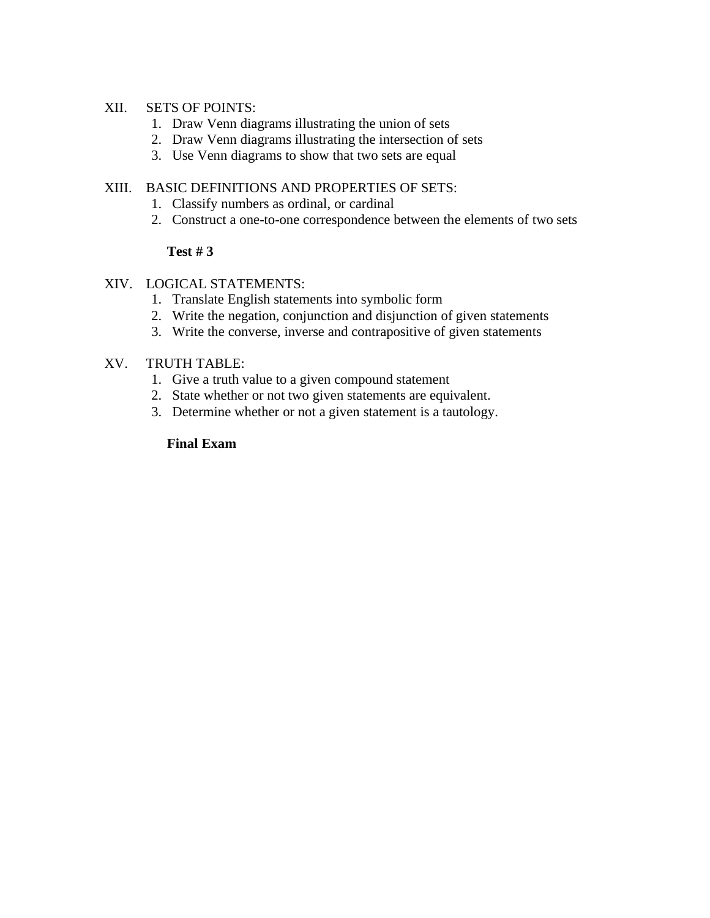XII. SETS OF POINTS:
1. Draw Venn diagrams illustrating the union of sets
2. Draw Venn diagrams illustrating the intersection of sets
3. Use Venn diagrams to show that two sets are equal

XIII. BASIC DEFINITIONS AND PROPERTIES OF SETS:
1. Classify numbers as ordinal, or cardinal
2. Construct a one-to-one correspondence between the elements of two sets

**Test # 3**

XIV. LOGICAL STATEMENTS:
1. Translate English statements into symbolic form
2. Write the negation, conjunction and disjunction of given statements
3. Write the converse, inverse and contrapositive of given statements

XV. TRUTH TABLE:
1. Give a truth value to a given compound statement
2. State whether or not two given statements are equivalent.
3. Determine whether or not a given statement is a tautology.

**Final Exam**